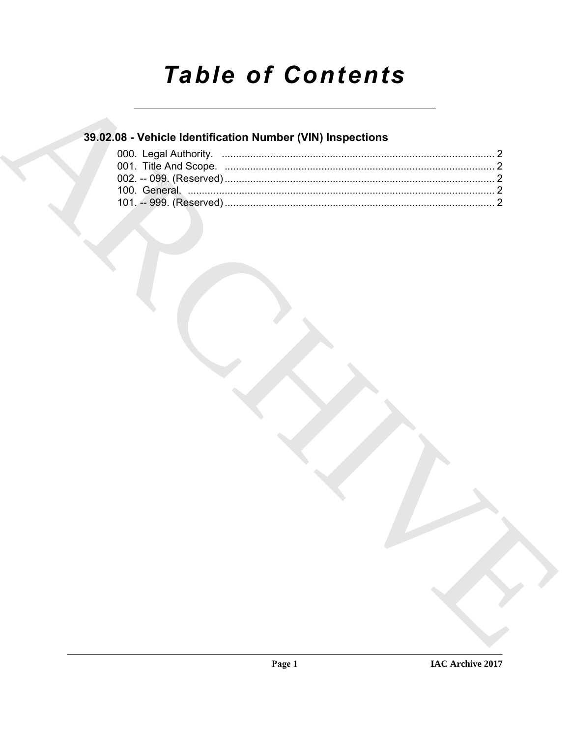# *Table of Contents*

## 39.02.08 - Vehicle Identification Number (VIN) Inspections

000. Legal Authority. ................................................................................................ 2
001. Title And Scope. ............................................................................................... 2
002. -- 099. (Reserved) .............................................................................................. 2
100. General. ............................................................................................................ 2
101. -- 999. (Reserved) .............................................................................................. 2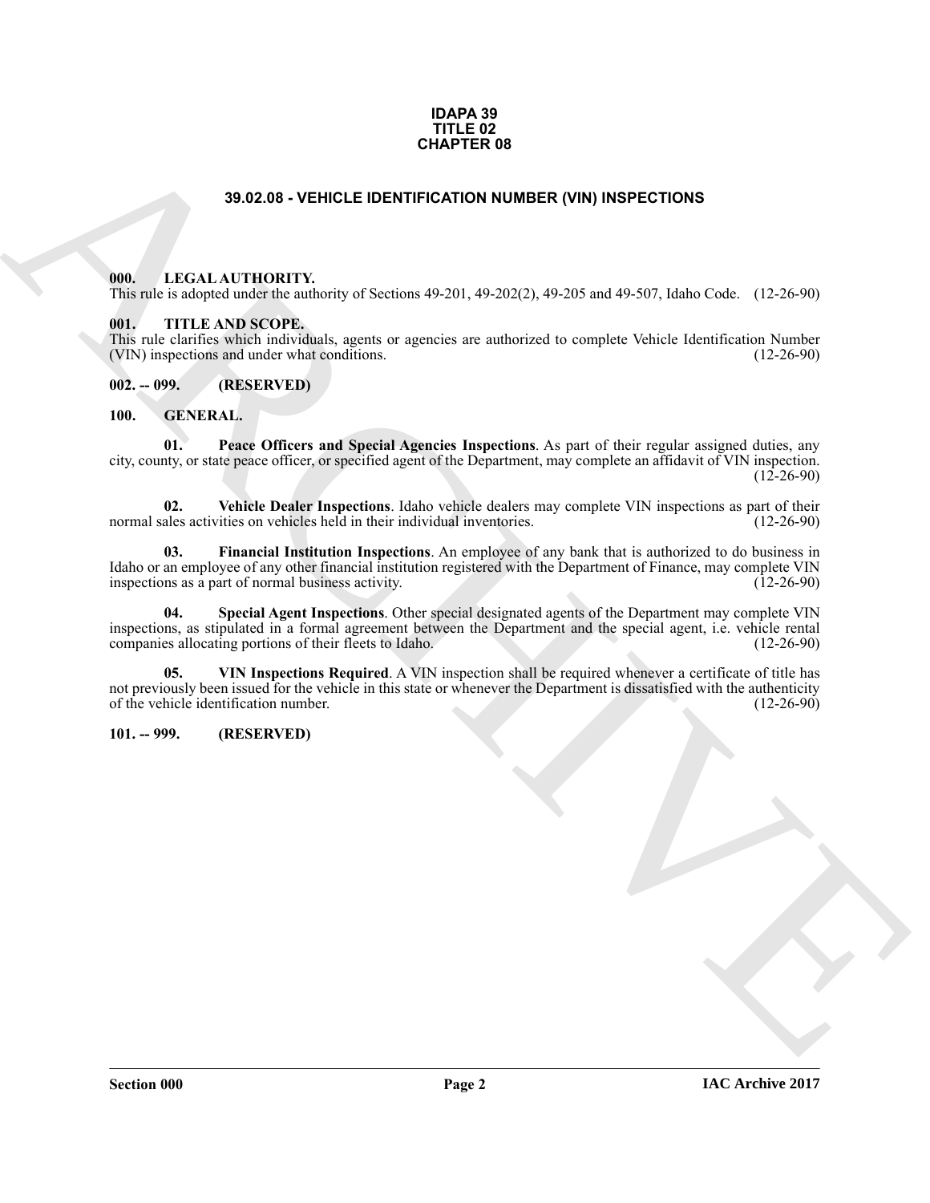**IDAPA 39**
**TITLE 02**
**CHAPTER 08**

# 39.02.08 - VEHICLE IDENTIFICATION NUMBER (VIN) INSPECTIONS

## 000. LEGAL AUTHORITY.

This rule is adopted under the authority of Sections 49-201, 49-202(2), 49-205 and 49-507, Idaho Code. (12-26-90)

## 001. TITLE AND SCOPE.

This rule clarifies which individuals, agents or agencies are authorized to complete Vehicle Identification Number (VIN) inspections and under what conditions. (12-26-90)

## 002. -- 099. (RESERVED)

## 100. GENERAL.

**01. Peace Officers and Special Agencies Inspections**. As part of their regular assigned duties, any city, county, or state peace officer, or specified agent of the Department, may complete an affidavit of VIN inspection. (12-26-90)

**02. Vehicle Dealer Inspections**. Idaho vehicle dealers may complete VIN inspections as part of their normal sales activities on vehicles held in their individual inventories. (12-26-90)

**03. Financial Institution Inspections**. An employee of any bank that is authorized to do business in Idaho or an employee of any other financial institution registered with the Department of Finance, may complete VIN inspections as a part of normal business activity. (12-26-90)

**04. Special Agent Inspections**. Other special designated agents of the Department may complete VIN inspections, as stipulated in a formal agreement between the Department and the special agent, i.e. vehicle rental companies allocating portions of their fleets to Idaho. (12-26-90)

**05. VIN Inspections Required**. A VIN inspection shall be required whenever a certificate of title has not previously been issued for the vehicle in this state or whenever the Department is dissatisfied with the authenticity of the vehicle identification number. (12-26-90)

## 101. -- 999. (RESERVED)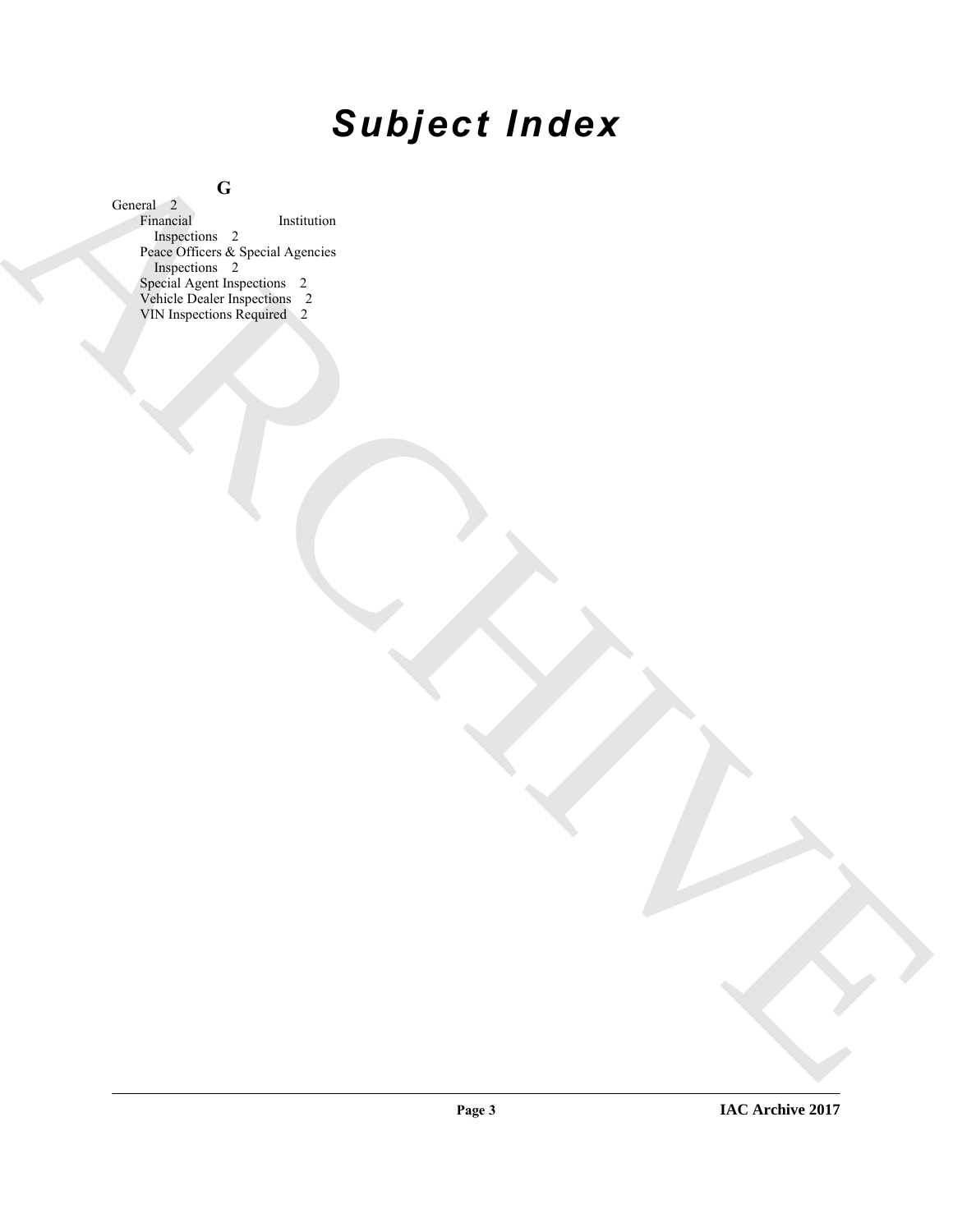# *Subject Index*

**G**

General 2
- Financial Institution Inspections 2
- Peace Officers & Special Agencies Inspections 2
- Special Agent Inspections 2
- Vehicle Dealer Inspections 2
- VIN Inspections Required 2